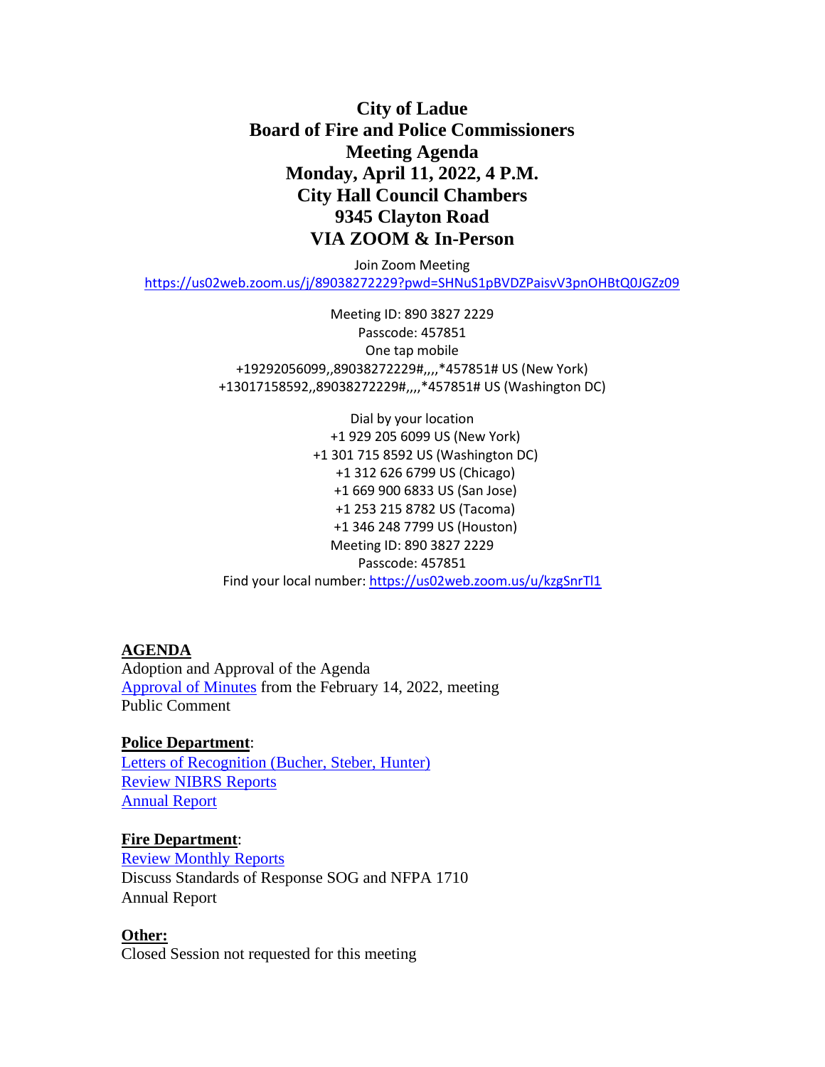# City of Ladue
# Board of Fire and Police Commissioners
# Meeting Agenda
# Monday, April 11, 2022, 4 P.M.
# City Hall Council Chambers
# 9345 Clayton Road
# VIA ZOOM & In-Person

Join Zoom Meeting
[https://us02web.zoom.us/j/89038272229?pwd=SHNuS1pBVDZPaisvV3pnOHBtQ0JGZz09](https://us02web.zoom.us/j/89038272229?pwd=SHNuS1pBVDZPaisvV3pnOHBtQ0JGZz09)

Meeting ID: 890 3827 2229
Passcode: 457851
One tap mobile
+19292056099,,89038272229#,,,,*457851# US (New York)
+13017158592,,89038272229#,,,,*457851# US (Washington DC)

Dial by your location
+1 929 205 6099 US (New York)
+1 301 715 8592 US (Washington DC)
+1 312 626 6799 US (Chicago)
+1 669 900 6833 US (San Jose)
+1 253 215 8782 US (Tacoma)
+1 346 248 7799 US (Houston)
Meeting ID: 890 3827 2229
Passcode: 457851
Find your local number: [https://us02web.zoom.us/u/kzgSnrTl1](https://us02web.zoom.us/u/kzgSnrTl1)

**AGENDA**

Adoption and Approval of the Agenda
Approval of Minutes from the February 14, 2022, meeting
Public Comment

**Police Department**:

Letters of Recognition (Bucher, Steber, Hunter)
Review NIBRS Reports
Annual Report

**Fire Department**:

Review Monthly Reports
Discuss Standards of Response SOG and NFPA 1710
Annual Report

**Other:**

Closed Session not requested for this meeting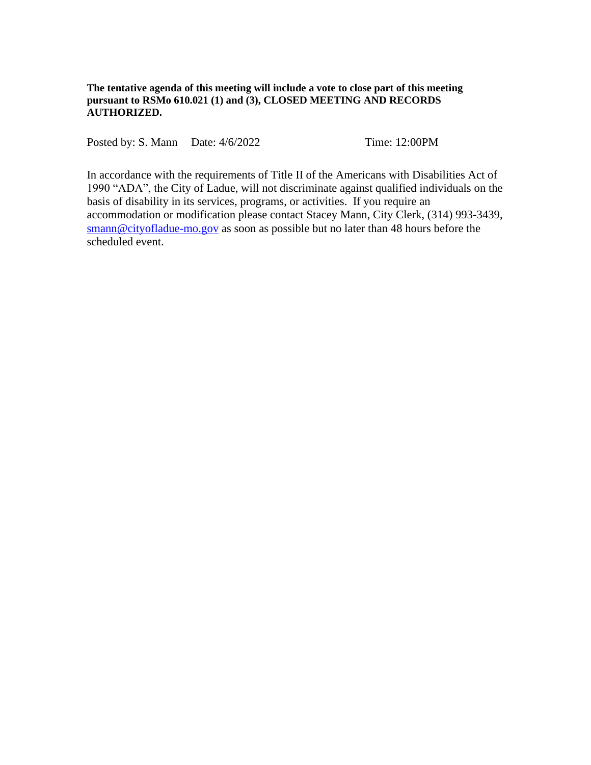**The tentative agenda of this meeting will include a vote to close part of this meeting pursuant to RSMo 610.021 (1) and (3), CLOSED MEETING AND RECORDS AUTHORIZED.**

Posted by: S. Mann Date: 4/6/2022 Time: 12:00PM

In accordance with the requirements of Title II of the Americans with Disabilities Act of 1990 "ADA", the City of Ladue, will not discriminate against qualified individuals on the basis of disability in its services, programs, or activities. If you require an accommodation or modification please contact Stacey Mann, City Clerk, (314) 993-3439, smann@cityofladue-mo.gov as soon as possible but no later than 48 hours before the scheduled event.